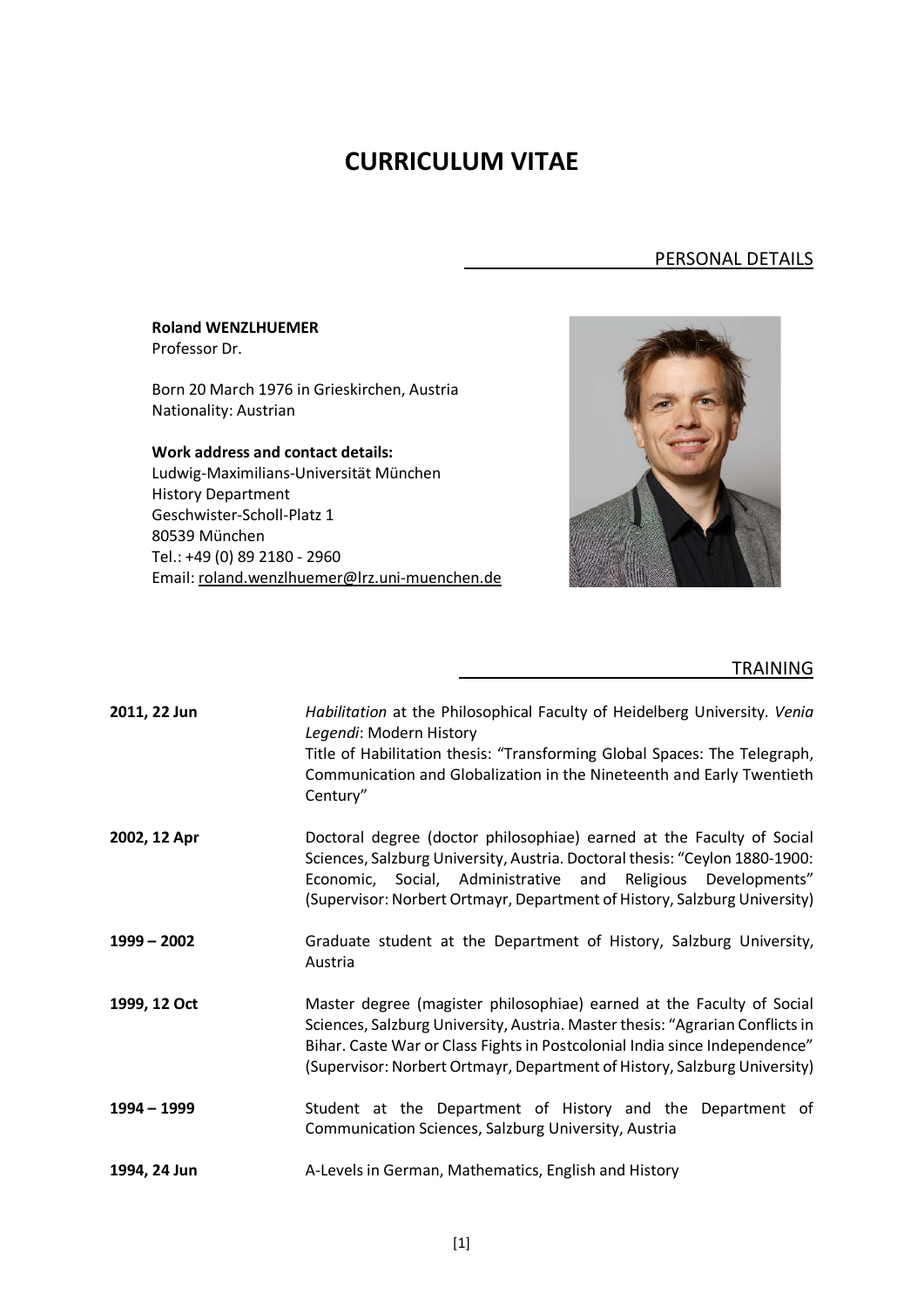# CURRICULUM VITAE

## PERSONAL DETAILS

**Roland WENZLHUEMER**
Professor Dr.

Born 20 March 1976 in Grieskirchen, Austria
Nationality: Austrian

**Work address and contact details:**
Ludwig-Maximilians-Universität München
History Department
Geschwister-Scholl-Platz 1
80539 München
Tel.: +49 (0) 89 2180 - 2960
Email: roland.wenzlhuemer@lrz.uni-muenchen.de

## TRAINING

**2011, 22 Jun** — *Habilitation* at the Philosophical Faculty of Heidelberg University. *Venia Legendi*: Modern History
Title of Habilitation thesis: "Transforming Global Spaces: The Telegraph, Communication and Globalization in the Nineteenth and Early Twentieth Century"

**2002, 12 Apr** — Doctoral degree (doctor philosophiae) earned at the Faculty of Social Sciences, Salzburg University, Austria. Doctoral thesis: "Ceylon 1880-1900: Economic, Social, Administrative and Religious Developments" (Supervisor: Norbert Ortmayr, Department of History, Salzburg University)

**1999 – 2002** — Graduate student at the Department of History, Salzburg University, Austria

**1999, 12 Oct** — Master degree (magister philosophiae) earned at the Faculty of Social Sciences, Salzburg University, Austria. Master thesis: "Agrarian Conflicts in Bihar. Caste War or Class Fights in Postcolonial India since Independence" (Supervisor: Norbert Ortmayr, Department of History, Salzburg University)

**1994 – 1999** — Student at the Department of History and the Department of Communication Sciences, Salzburg University, Austria

**1994, 24 Jun** — A-Levels in German, Mathematics, English and History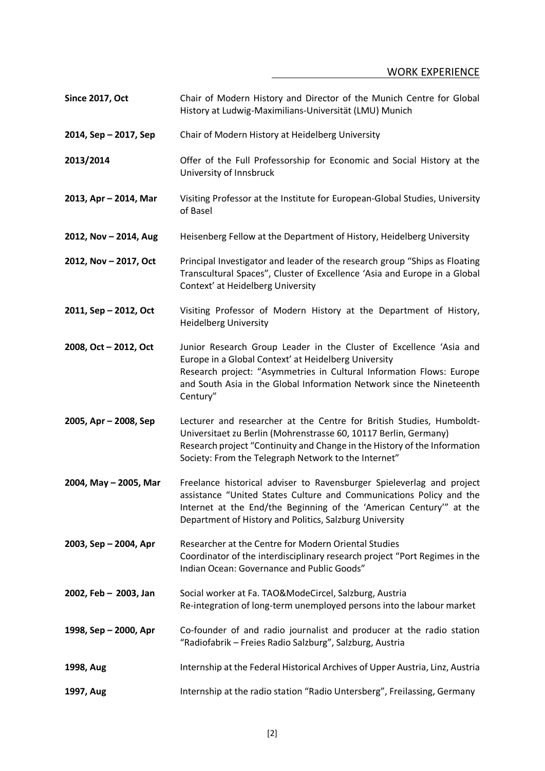## WORK EXPERIENCE

**Since 2017, Oct** Chair of Modern History and Director of the Munich Centre for Global History at Ludwig-Maximilians-Universität (LMU) Munich

**2014, Sep – 2017, Sep** Chair of Modern History at Heidelberg University

**2013/2014** Offer of the Full Professorship for Economic and Social History at the University of Innsbruck

**2013, Apr – 2014, Mar** Visiting Professor at the Institute for European-Global Studies, University of Basel

**2012, Nov – 2014, Aug** Heisenberg Fellow at the Department of History, Heidelberg University

**2012, Nov – 2017, Oct** Principal Investigator and leader of the research group "Ships as Floating Transcultural Spaces", Cluster of Excellence 'Asia and Europe in a Global Context' at Heidelberg University

**2011, Sep – 2012, Oct** Visiting Professor of Modern History at the Department of History, Heidelberg University

**2008, Oct – 2012, Oct** Junior Research Group Leader in the Cluster of Excellence 'Asia and Europe in a Global Context' at Heidelberg University
Research project: "Asymmetries in Cultural Information Flows: Europe and South Asia in the Global Information Network since the Nineteenth Century"

**2005, Apr – 2008, Sep** Lecturer and researcher at the Centre for British Studies, Humboldt-Universitaet zu Berlin (Mohrenstrasse 60, 10117 Berlin, Germany)
Research project "Continuity and Change in the History of the Information Society: From the Telegraph Network to the Internet"

**2004, May – 2005, Mar** Freelance historical adviser to Ravensburger Spieleverlag and project assistance "United States Culture and Communications Policy and the Internet at the End/the Beginning of the 'American Century'" at the Department of History and Politics, Salzburg University

**2003, Sep – 2004, Apr** Researcher at the Centre for Modern Oriental Studies
Coordinator of the interdisciplinary research project "Port Regimes in the Indian Ocean: Governance and Public Goods"

**2002, Feb – 2003, Jan** Social worker at Fa. TAO&ModeCircel, Salzburg, Austria
Re-integration of long-term unemployed persons into the labour market

**1998, Sep – 2000, Apr** Co-founder of and radio journalist and producer at the radio station "Radiofabrik – Freies Radio Salzburg", Salzburg, Austria

**1998, Aug** Internship at the Federal Historical Archives of Upper Austria, Linz, Austria

**1997, Aug** Internship at the radio station "Radio Untersberg", Freilassing, Germany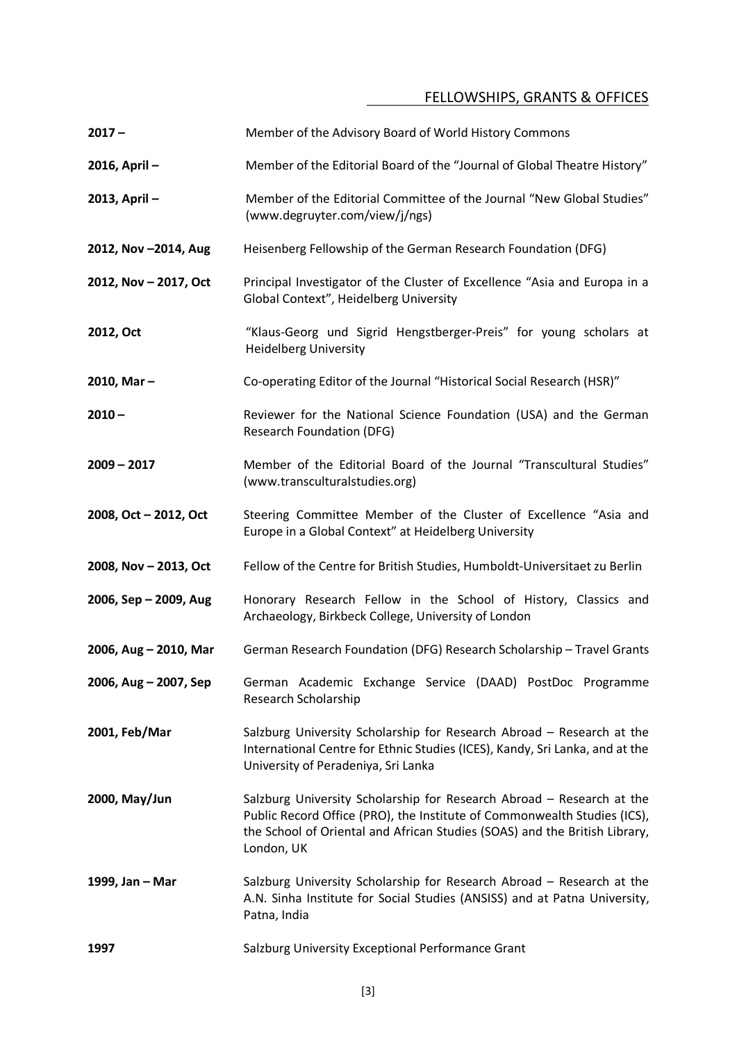## FELLOWSHIPS, GRANTS & OFFICES

| | |
|---|---|
| **2017 –** | Member of the Advisory Board of World History Commons |
| **2016, April –** | Member of the Editorial Board of the "Journal of Global Theatre History" |
| **2013, April –** | Member of the Editorial Committee of the Journal "New Global Studies" (www.degruyter.com/view/j/ngs) |
| **2012, Nov –2014, Aug** | Heisenberg Fellowship of the German Research Foundation (DFG) |
| **2012, Nov – 2017, Oct** | Principal Investigator of the Cluster of Excellence "Asia and Europa in a Global Context", Heidelberg University |
| **2012, Oct** | "Klaus-Georg und Sigrid Hengstberger-Preis" for young scholars at Heidelberg University |
| **2010, Mar –** | Co-operating Editor of the Journal "Historical Social Research (HSR)" |
| **2010 –** | Reviewer for the National Science Foundation (USA) and the German Research Foundation (DFG) |
| **2009 – 2017** | Member of the Editorial Board of the Journal "Transcultural Studies" (www.transculturalstudies.org) |
| **2008, Oct – 2012, Oct** | Steering Committee Member of the Cluster of Excellence "Asia and Europe in a Global Context" at Heidelberg University |
| **2008, Nov – 2013, Oct** | Fellow of the Centre for British Studies, Humboldt-Universitaet zu Berlin |
| **2006, Sep – 2009, Aug** | Honorary Research Fellow in the School of History, Classics and Archaeology, Birkbeck College, University of London |
| **2006, Aug – 2010, Mar** | German Research Foundation (DFG) Research Scholarship – Travel Grants |
| **2006, Aug – 2007, Sep** | German Academic Exchange Service (DAAD) PostDoc Programme Research Scholarship |
| **2001, Feb/Mar** | Salzburg University Scholarship for Research Abroad – Research at the International Centre for Ethnic Studies (ICES), Kandy, Sri Lanka, and at the University of Peradeniya, Sri Lanka |
| **2000, May/Jun** | Salzburg University Scholarship for Research Abroad – Research at the Public Record Office (PRO), the Institute of Commonwealth Studies (ICS), the School of Oriental and African Studies (SOAS) and the British Library, London, UK |
| **1999, Jan – Mar** | Salzburg University Scholarship for Research Abroad – Research at the A.N. Sinha Institute for Social Studies (ANSISS) and at Patna University, Patna, India |
| **1997** | Salzburg University Exceptional Performance Grant |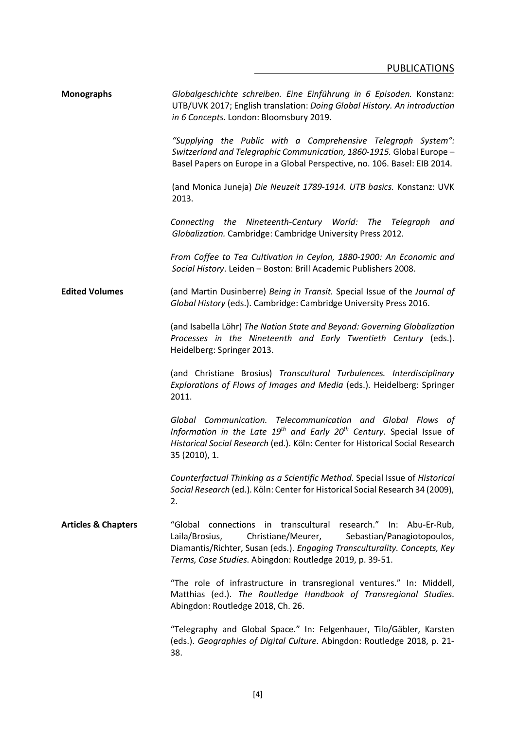## PUBLICATIONS

**Monographs**

*Globalgeschichte schreiben. Eine Einführung in 6 Episoden.* Konstanz: UTB/UVK 2017; English translation: *Doing Global History. An introduction in 6 Concepts*. London: Bloomsbury 2019.

*"Supplying the Public with a Comprehensive Telegraph System": Switzerland and Telegraphic Communication, 1860-1915.* Global Europe – Basel Papers on Europe in a Global Perspective, no. 106. Basel: EIB 2014.

(and Monica Juneja) *Die Neuzeit 1789-1914. UTB basics.* Konstanz: UVK 2013.

*Connecting the Nineteenth-Century World: The Telegraph and Globalization.* Cambridge: Cambridge University Press 2012.

*From Coffee to Tea Cultivation in Ceylon, 1880-1900: An Economic and Social History*. Leiden – Boston: Brill Academic Publishers 2008.

**Edited Volumes**

(and Martin Dusinberre) *Being in Transit.* Special Issue of the *Journal of Global History* (eds.). Cambridge: Cambridge University Press 2016.

(and Isabella Löhr) *The Nation State and Beyond: Governing Globalization Processes in the Nineteenth and Early Twentieth Century* (eds.). Heidelberg: Springer 2013.

(and Christiane Brosius) *Transcultural Turbulences. Interdisciplinary Explorations of Flows of Images and Media* (eds.). Heidelberg: Springer 2011.

*Global Communication. Telecommunication and Global Flows of Information in the Late 19th and Early 20th Century*. Special Issue of *Historical Social Research* (ed.). Köln: Center for Historical Social Research 35 (2010), 1.

*Counterfactual Thinking as a Scientific Method*. Special Issue of *Historical Social Research* (ed.). Köln: Center for Historical Social Research 34 (2009), 2.

**Articles & Chapters**

"Global connections in transcultural research." In: Abu-Er-Rub, Laila/Brosius, Christiane/Meurer, Sebastian/Panagiotopoulos, Diamantis/Richter, Susan (eds.). *Engaging Transculturality. Concepts, Key Terms, Case Studies*. Abingdon: Routledge 2019, p. 39-51.

"The role of infrastructure in transregional ventures." In: Middell, Matthias (ed.). *The Routledge Handbook of Transregional Studies*. Abingdon: Routledge 2018, Ch. 26.

"Telegraphy and Global Space." In: Felgenhauer, Tilo/Gäbler, Karsten (eds.). *Geographies of Digital Culture*. Abingdon: Routledge 2018, p. 21-38.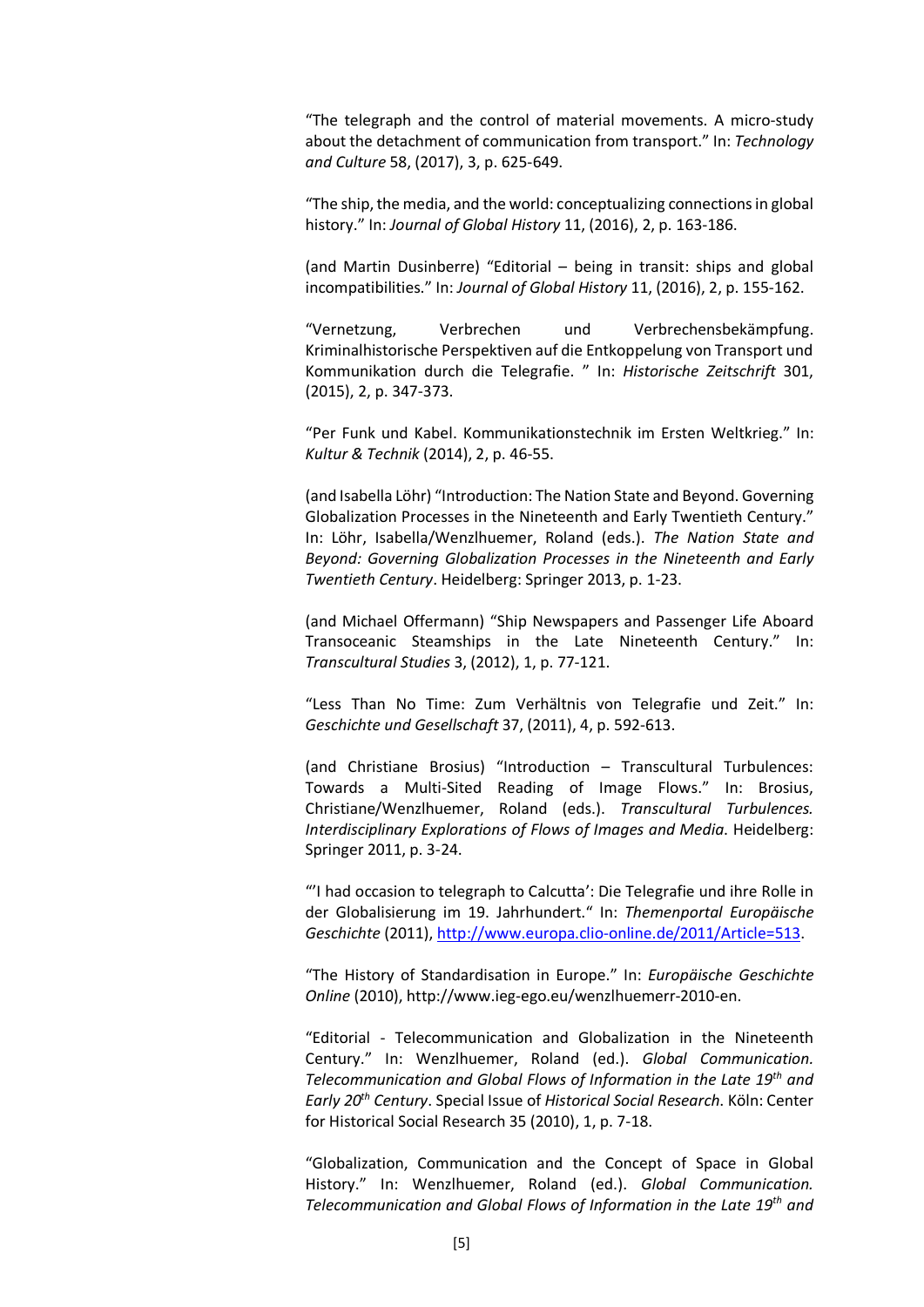"The telegraph and the control of material movements. A micro-study about the detachment of communication from transport." In: *Technology and Culture* 58, (2017), 3, p. 625-649.

"The ship, the media, and the world: conceptualizing connections in global history." In: *Journal of Global History* 11, (2016), 2, p. 163-186.

(and Martin Dusinberre) "Editorial – being in transit: ships and global incompatibilities." In: *Journal of Global History* 11, (2016), 2, p. 155-162.

"Vernetzung, Verbrechen und Verbrechensbekämpfung. Kriminalhistorische Perspektiven auf die Entkoppelung von Transport und Kommunikation durch die Telegrafie. " In: *Historische Zeitschrift* 301, (2015), 2, p. 347-373.

"Per Funk und Kabel. Kommunikationstechnik im Ersten Weltkrieg." In: *Kultur & Technik* (2014), 2, p. 46-55.

(and Isabella Löhr) "Introduction: The Nation State and Beyond. Governing Globalization Processes in the Nineteenth and Early Twentieth Century." In: Löhr, Isabella/Wenzlhuemer, Roland (eds.). *The Nation State and Beyond: Governing Globalization Processes in the Nineteenth and Early Twentieth Century*. Heidelberg: Springer 2013, p. 1-23.

(and Michael Offermann) "Ship Newspapers and Passenger Life Aboard Transoceanic Steamships in the Late Nineteenth Century." In: *Transcultural Studies* 3, (2012), 1, p. 77-121.

"Less Than No Time: Zum Verhältnis von Telegrafie und Zeit." In: *Geschichte und Gesellschaft* 37, (2011), 4, p. 592-613.

(and Christiane Brosius) "Introduction – Transcultural Turbulences: Towards a Multi-Sited Reading of Image Flows." In: Brosius, Christiane/Wenzlhuemer, Roland (eds.). *Transcultural Turbulences. Interdisciplinary Explorations of Flows of Images and Media*. Heidelberg: Springer 2011, p. 3-24.

"'I had occasion to telegraph to Calcutta': Die Telegrafie und ihre Rolle in der Globalisierung im 19. Jahrhundert." In: *Themenportal Europäische Geschichte* (2011), http://www.europa.clio-online.de/2011/Article=513.

"The History of Standardisation in Europe." In: *Europäische Geschichte Online* (2010), http://www.ieg-ego.eu/wenzlhuemerr-2010-en.

"Editorial - Telecommunication and Globalization in the Nineteenth Century." In: Wenzlhuemer, Roland (ed.). *Global Communication. Telecommunication and Global Flows of Information in the Late 19th and Early 20th Century*. Special Issue of *Historical Social Research*. Köln: Center for Historical Social Research 35 (2010), 1, p. 7-18.

"Globalization, Communication and the Concept of Space in Global History." In: Wenzlhuemer, Roland (ed.). *Global Communication. Telecommunication and Global Flows of Information in the Late 19th and*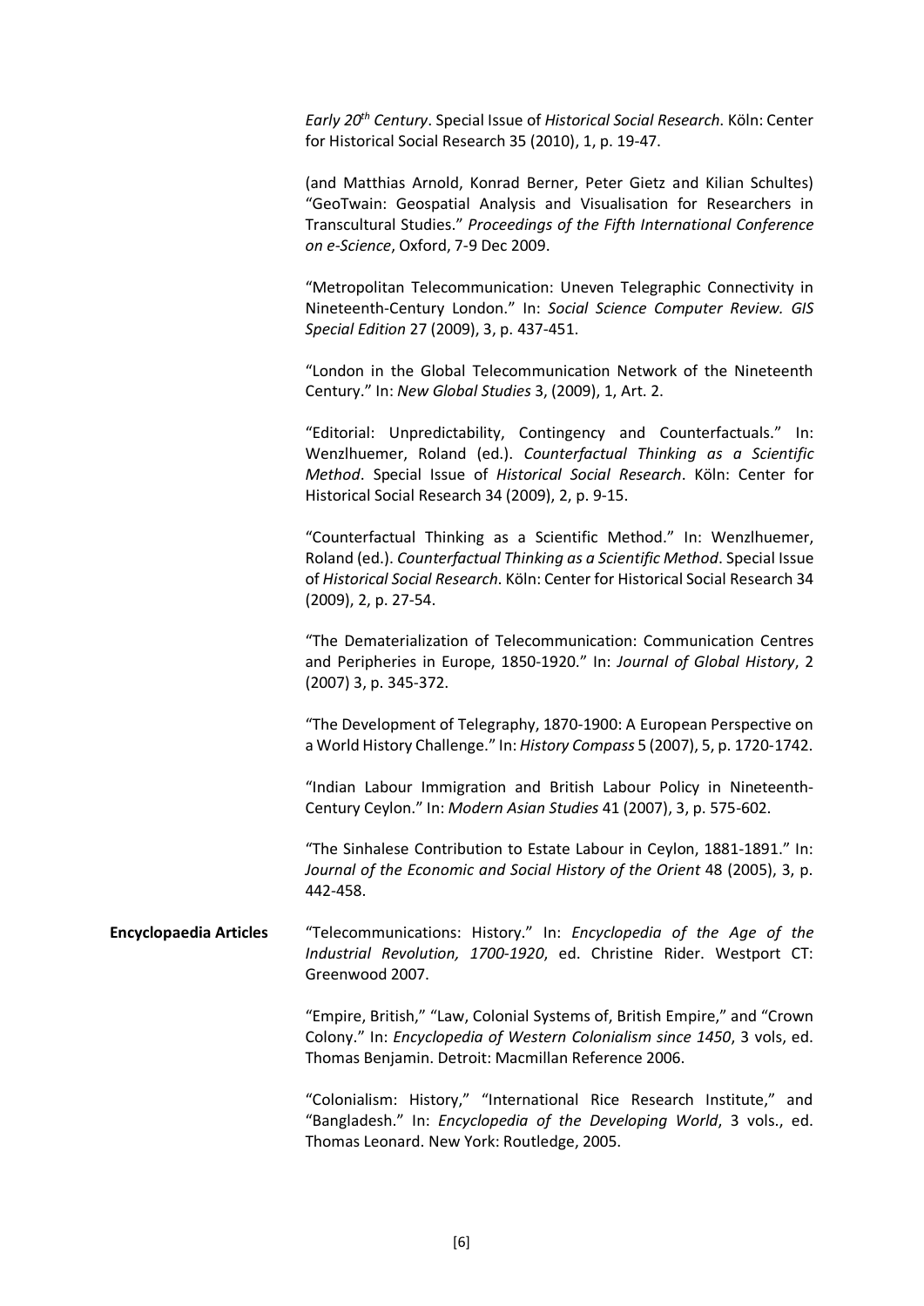*Early 20th Century*. Special Issue of *Historical Social Research*. Köln: Center for Historical Social Research 35 (2010), 1, p. 19-47.

(and Matthias Arnold, Konrad Berner, Peter Gietz and Kilian Schultes) "GeoTwain: Geospatial Analysis and Visualisation for Researchers in Transcultural Studies." *Proceedings of the Fifth International Conference on e-Science*, Oxford, 7-9 Dec 2009.

"Metropolitan Telecommunication: Uneven Telegraphic Connectivity in Nineteenth-Century London." In: *Social Science Computer Review. GIS Special Edition* 27 (2009), 3, p. 437-451.

"London in the Global Telecommunication Network of the Nineteenth Century." In: *New Global Studies* 3, (2009), 1, Art. 2.

"Editorial: Unpredictability, Contingency and Counterfactuals." In: Wenzlhuemer, Roland (ed.). *Counterfactual Thinking as a Scientific Method*. Special Issue of *Historical Social Research*. Köln: Center for Historical Social Research 34 (2009), 2, p. 9-15.

"Counterfactual Thinking as a Scientific Method." In: Wenzlhuemer, Roland (ed.). *Counterfactual Thinking as a Scientific Method*. Special Issue of *Historical Social Research*. Köln: Center for Historical Social Research 34 (2009), 2, p. 27-54.

"The Dematerialization of Telecommunication: Communication Centres and Peripheries in Europe, 1850-1920." In: *Journal of Global History*, 2 (2007) 3, p. 345-372.

"The Development of Telegraphy, 1870-1900: A European Perspective on a World History Challenge." In: *History Compass* 5 (2007), 5, p. 1720-1742.

"Indian Labour Immigration and British Labour Policy in Nineteenth-Century Ceylon." In: *Modern Asian Studies* 41 (2007), 3, p. 575-602.

"The Sinhalese Contribution to Estate Labour in Ceylon, 1881-1891." In: *Journal of the Economic and Social History of the Orient* 48 (2005), 3, p. 442-458.

**Encyclopaedia Articles**

"Telecommunications: History." In: *Encyclopedia of the Age of the Industrial Revolution, 1700-1920*, ed. Christine Rider. Westport CT: Greenwood 2007.

"Empire, British," "Law, Colonial Systems of, British Empire," and "Crown Colony." In: *Encyclopedia of Western Colonialism since 1450*, 3 vols, ed. Thomas Benjamin. Detroit: Macmillan Reference 2006.

"Colonialism: History," "International Rice Research Institute," and "Bangladesh." In: *Encyclopedia of the Developing World*, 3 vols., ed. Thomas Leonard. New York: Routledge, 2005.